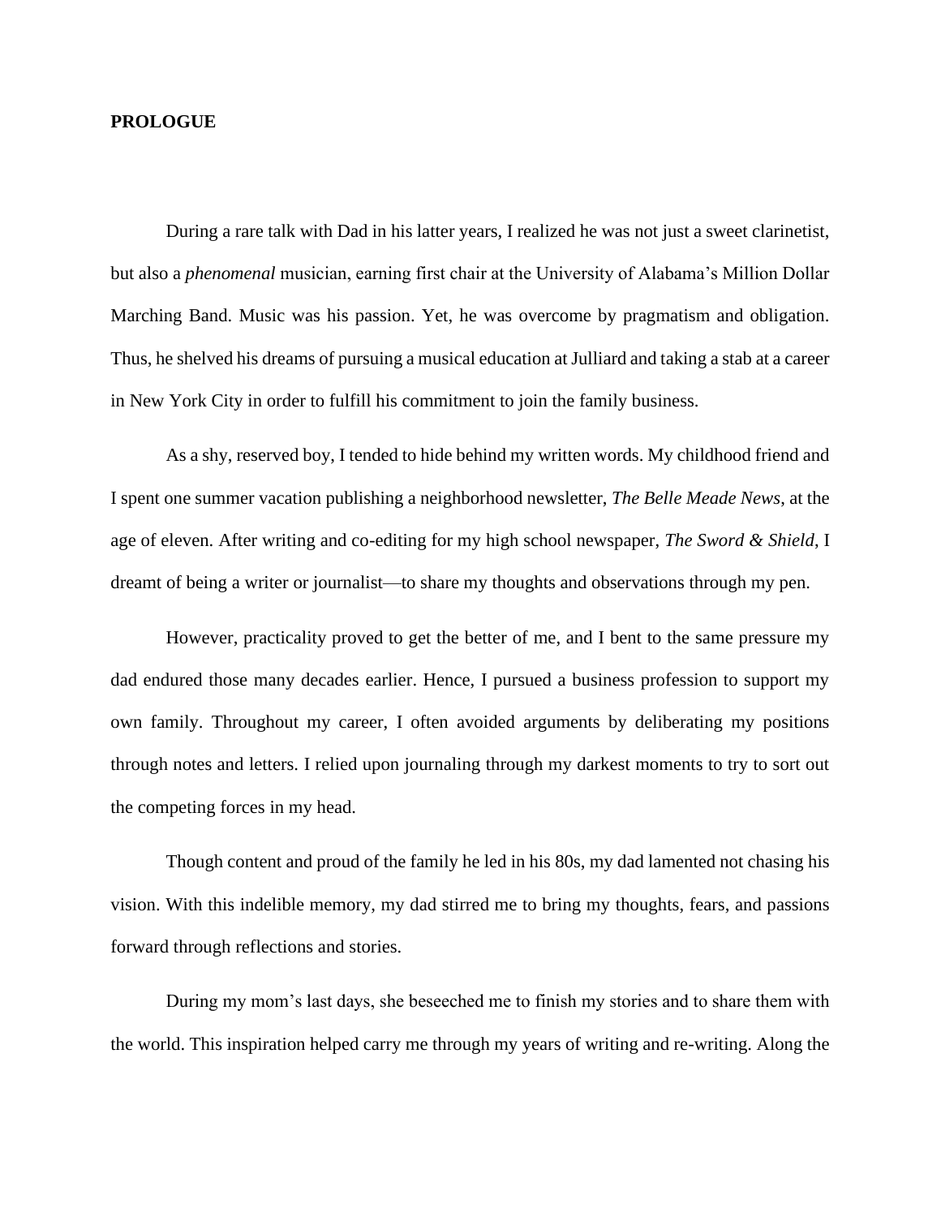# PROLOGUE

During a rare talk with Dad in his latter years, I realized he was not just a sweet clarinetist, but also a *phenomenal* musician, earning first chair at the University of Alabama's Million Dollar Marching Band. Music was his passion. Yet, he was overcome by pragmatism and obligation. Thus, he shelved his dreams of pursuing a musical education at Julliard and taking a stab at a career in New York City in order to fulfill his commitment to join the family business.

As a shy, reserved boy, I tended to hide behind my written words. My childhood friend and I spent one summer vacation publishing a neighborhood newsletter, *The Belle Meade News*, at the age of eleven. After writing and co-editing for my high school newspaper, *The Sword & Shield*, I dreamt of being a writer or journalist—to share my thoughts and observations through my pen.

However, practicality proved to get the better of me, and I bent to the same pressure my dad endured those many decades earlier. Hence, I pursued a business profession to support my own family. Throughout my career, I often avoided arguments by deliberating my positions through notes and letters. I relied upon journaling through my darkest moments to try to sort out the competing forces in my head.

Though content and proud of the family he led in his 80s, my dad lamented not chasing his vision. With this indelible memory, my dad stirred me to bring my thoughts, fears, and passions forward through reflections and stories.

During my mom's last days, she beseeched me to finish my stories and to share them with the world. This inspiration helped carry me through my years of writing and re-writing. Along the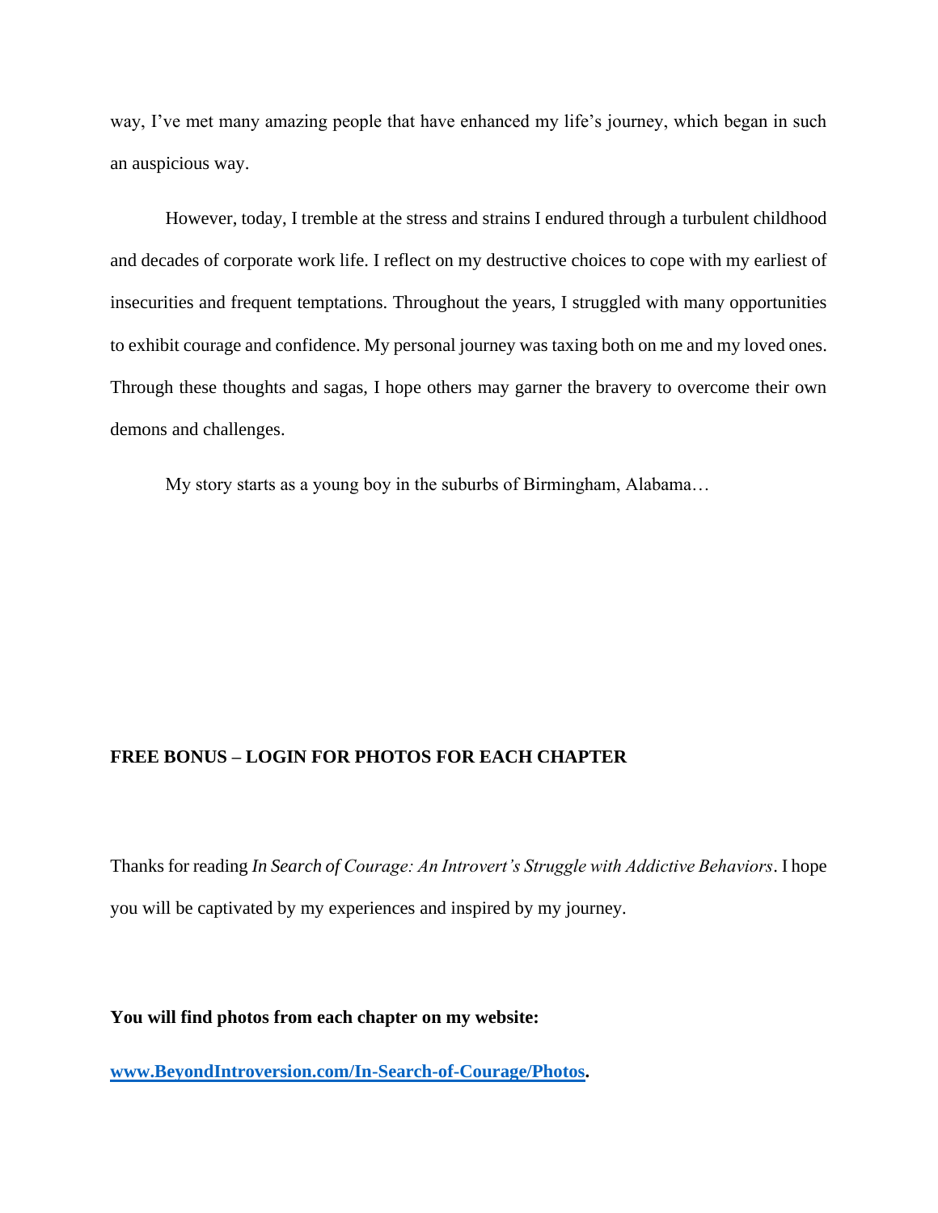way, I've met many amazing people that have enhanced my life's journey, which began in such an auspicious way.

However, today, I tremble at the stress and strains I endured through a turbulent childhood and decades of corporate work life. I reflect on my destructive choices to cope with my earliest of insecurities and frequent temptations. Throughout the years, I struggled with many opportunities to exhibit courage and confidence. My personal journey was taxing both on me and my loved ones. Through these thoughts and sagas, I hope others may garner the bravery to overcome their own demons and challenges.

My story starts as a young boy in the suburbs of Birmingham, Alabama…

**FREE BONUS – LOGIN FOR PHOTOS FOR EACH CHAPTER**

Thanks for reading *In Search of Courage: An Introvert's Struggle with Addictive Behaviors*. I hope you will be captivated by my experiences and inspired by my journey.

**You will find photos from each chapter on my website:**

**[www.BeyondIntroversion.com/In-Search-of-Courage/Photos](http://www.BeyondIntroversion.com/In-Search-of-Courage/Photos).**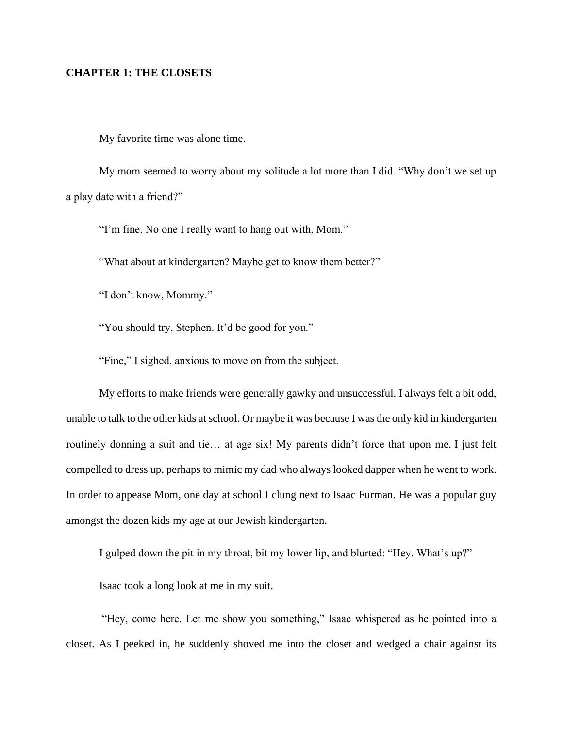**CHAPTER 1: THE CLOSETS**

My favorite time was alone time.

My mom seemed to worry about my solitude a lot more than I did. "Why don't we set up a play date with a friend?"

"I'm fine. No one I really want to hang out with, Mom."

"What about at kindergarten? Maybe get to know them better?"

"I don't know, Mommy."

"You should try, Stephen. It'd be good for you."

"Fine," I sighed, anxious to move on from the subject.

My efforts to make friends were generally gawky and unsuccessful. I always felt a bit odd, unable to talk to the other kids at school. Or maybe it was because I was the only kid in kindergarten routinely donning a suit and tie… at age six! My parents didn't force that upon me. I just felt compelled to dress up, perhaps to mimic my dad who always looked dapper when he went to work. In order to appease Mom, one day at school I clung next to Isaac Furman. He was a popular guy amongst the dozen kids my age at our Jewish kindergarten.

I gulped down the pit in my throat, bit my lower lip, and blurted: "Hey. What's up?"

Isaac took a long look at me in my suit.

"Hey, come here. Let me show you something," Isaac whispered as he pointed into a closet. As I peeked in, he suddenly shoved me into the closet and wedged a chair against its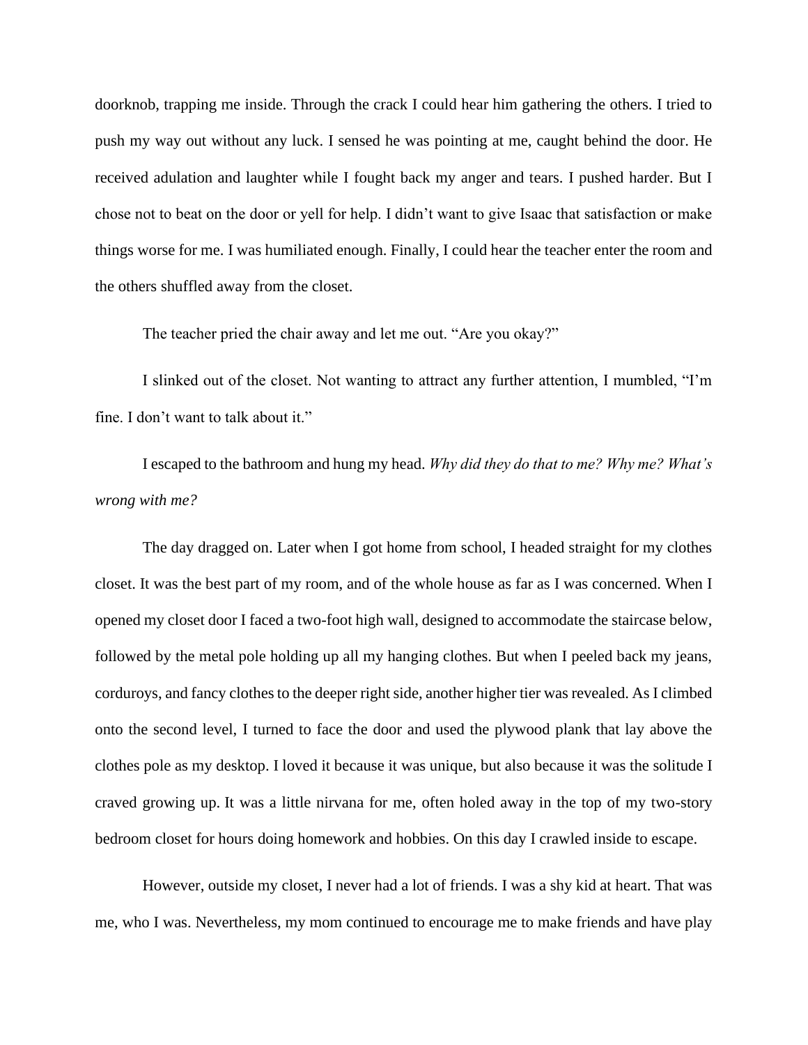doorknob, trapping me inside. Through the crack I could hear him gathering the others. I tried to push my way out without any luck. I sensed he was pointing at me, caught behind the door. He received adulation and laughter while I fought back my anger and tears. I pushed harder. But I chose not to beat on the door or yell for help. I didn't want to give Isaac that satisfaction or make things worse for me. I was humiliated enough. Finally, I could hear the teacher enter the room and the others shuffled away from the closet.

The teacher pried the chair away and let me out. "Are you okay?"

I slinked out of the closet. Not wanting to attract any further attention, I mumbled, "I'm fine. I don't want to talk about it."

I escaped to the bathroom and hung my head. *Why did they do that to me? Why me? What's wrong with me?*

The day dragged on. Later when I got home from school, I headed straight for my clothes closet. It was the best part of my room, and of the whole house as far as I was concerned. When I opened my closet door I faced a two-foot high wall, designed to accommodate the staircase below, followed by the metal pole holding up all my hanging clothes. But when I peeled back my jeans, corduroys, and fancy clothes to the deeper right side, another higher tier was revealed. As I climbed onto the second level, I turned to face the door and used the plywood plank that lay above the clothes pole as my desktop. I loved it because it was unique, but also because it was the solitude I craved growing up. It was a little nirvana for me, often holed away in the top of my two-story bedroom closet for hours doing homework and hobbies. On this day I crawled inside to escape.

However, outside my closet, I never had a lot of friends. I was a shy kid at heart. That was me, who I was. Nevertheless, my mom continued to encourage me to make friends and have play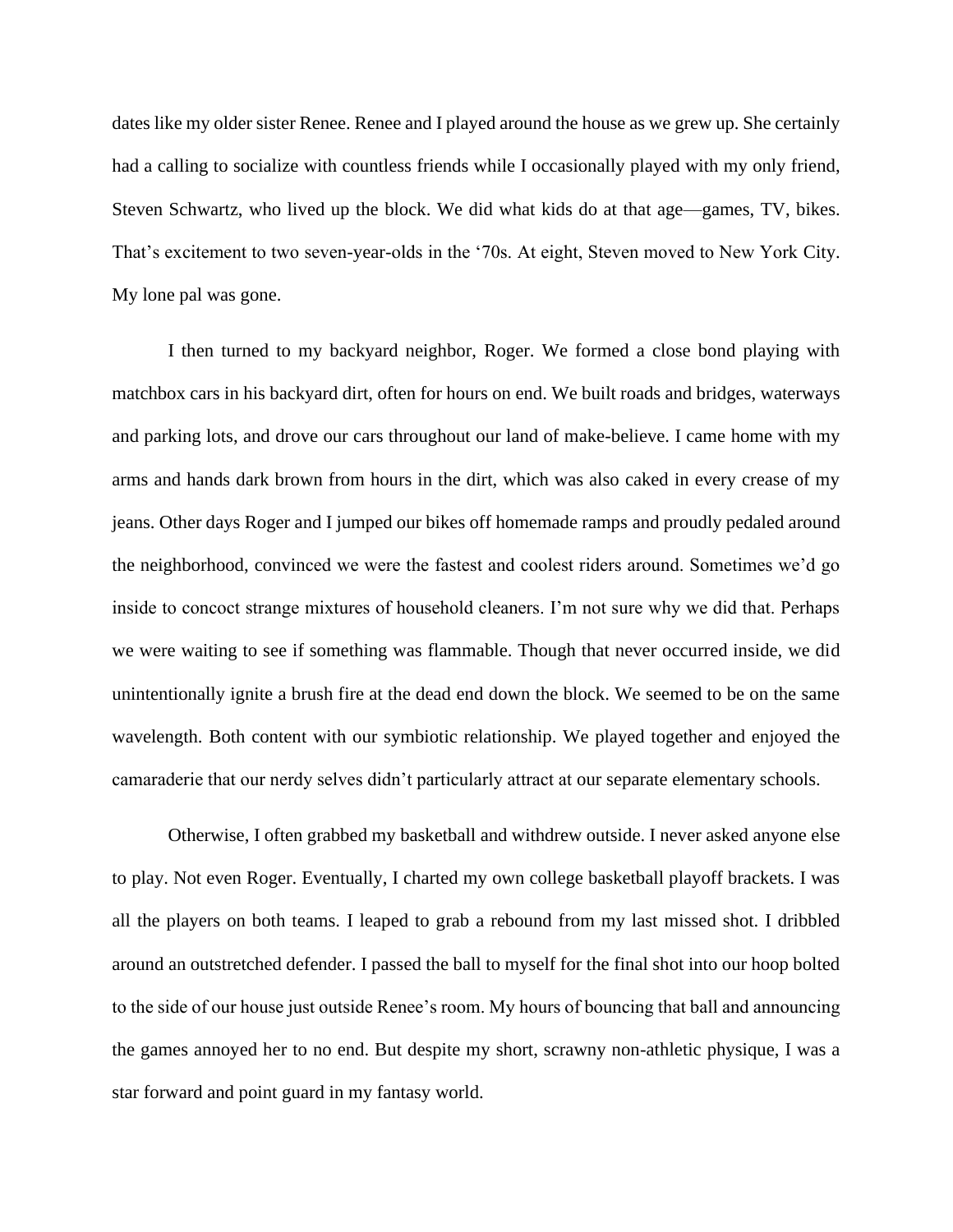dates like my older sister Renee. Renee and I played around the house as we grew up. She certainly had a calling to socialize with countless friends while I occasionally played with my only friend, Steven Schwartz, who lived up the block. We did what kids do at that age—games, TV, bikes. That's excitement to two seven-year-olds in the '70s. At eight, Steven moved to New York City. My lone pal was gone.

I then turned to my backyard neighbor, Roger. We formed a close bond playing with matchbox cars in his backyard dirt, often for hours on end. We built roads and bridges, waterways and parking lots, and drove our cars throughout our land of make-believe. I came home with my arms and hands dark brown from hours in the dirt, which was also caked in every crease of my jeans. Other days Roger and I jumped our bikes off homemade ramps and proudly pedaled around the neighborhood, convinced we were the fastest and coolest riders around. Sometimes we'd go inside to concoct strange mixtures of household cleaners. I'm not sure why we did that. Perhaps we were waiting to see if something was flammable. Though that never occurred inside, we did unintentionally ignite a brush fire at the dead end down the block. We seemed to be on the same wavelength. Both content with our symbiotic relationship. We played together and enjoyed the camaraderie that our nerdy selves didn't particularly attract at our separate elementary schools.

Otherwise, I often grabbed my basketball and withdrew outside. I never asked anyone else to play. Not even Roger. Eventually, I charted my own college basketball playoff brackets. I was all the players on both teams. I leaped to grab a rebound from my last missed shot. I dribbled around an outstretched defender. I passed the ball to myself for the final shot into our hoop bolted to the side of our house just outside Renee's room. My hours of bouncing that ball and announcing the games annoyed her to no end. But despite my short, scrawny non-athletic physique, I was a star forward and point guard in my fantasy world.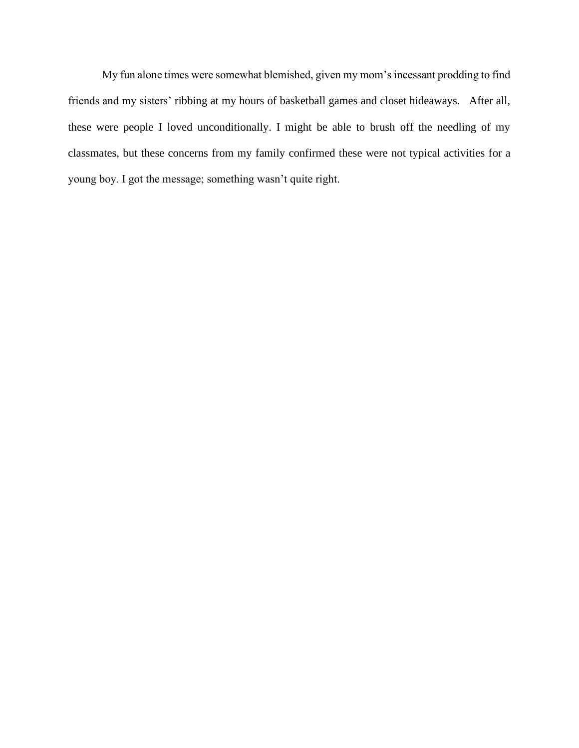My fun alone times were somewhat blemished, given my mom's incessant prodding to find friends and my sisters' ribbing at my hours of basketball games and closet hideaways. After all, these were people I loved unconditionally. I might be able to brush off the needling of my classmates, but these concerns from my family confirmed these were not typical activities for a young boy. I got the message; something wasn't quite right.